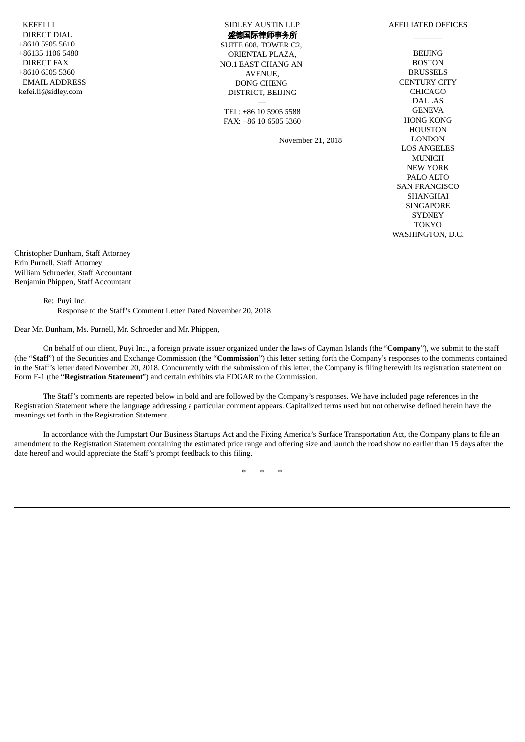KEFEI LI
DIRECT DIAL
+8610 5905 5610
+86135 1106 5480
DIRECT FAX
+8610 6505 5360
EMAIL ADDRESS
kefei.li@sidley.com

SIDLEY AUSTIN LLP
**盛德国际律师事务所**
SUITE 608, TOWER C2,
ORIENTAL PLAZA,
NO.1 EAST CHANG AN
AVENUE,
DONG CHENG
DISTRICT, BEIJING
—
TEL: +86 10 5905 5588
FAX: +86 10 6505 5360

AFFILIATED OFFICES
———
BEIJING
BOSTON
BRUSSELS
CENTURY CITY
CHICAGO
DALLAS
GENEVA
HONG KONG
HOUSTON
LONDON
LOS ANGELES
MUNICH
NEW YORK
PALO ALTO
SAN FRANCISCO
SHANGHAI
SINGAPORE
SYDNEY
TOKYO
WASHINGTON, D.C.

November 21, 2018

Christopher Dunham, Staff Attorney
Erin Purnell, Staff Attorney
William Schroeder, Staff Accountant
Benjamin Phippen, Staff Accountant

Re: Puyi Inc.
Response to the Staff's Comment Letter Dated November 20, 2018

Dear Mr. Dunham, Ms. Purnell, Mr. Schroeder and Mr. Phippen,

On behalf of our client, Puyi Inc., a foreign private issuer organized under the laws of Cayman Islands (the "**Company**"), we submit to the staff (the "**Staff**") of the Securities and Exchange Commission (the "**Commission**") this letter setting forth the Company's responses to the comments contained in the Staff's letter dated November 20, 2018. Concurrently with the submission of this letter, the Company is filing herewith its registration statement on Form F-1 (the "**Registration Statement**") and certain exhibits via EDGAR to the Commission.

The Staff's comments are repeated below in bold and are followed by the Company's responses. We have included page references in the Registration Statement where the language addressing a particular comment appears. Capitalized terms used but not otherwise defined herein have the meanings set forth in the Registration Statement.

In accordance with the Jumpstart Our Business Startups Act and the Fixing America's Surface Transportation Act, the Company plans to file an amendment to the Registration Statement containing the estimated price range and offering size and launch the road show no earlier than 15 days after the date hereof and would appreciate the Staff's prompt feedback to this filing.

\* \* \*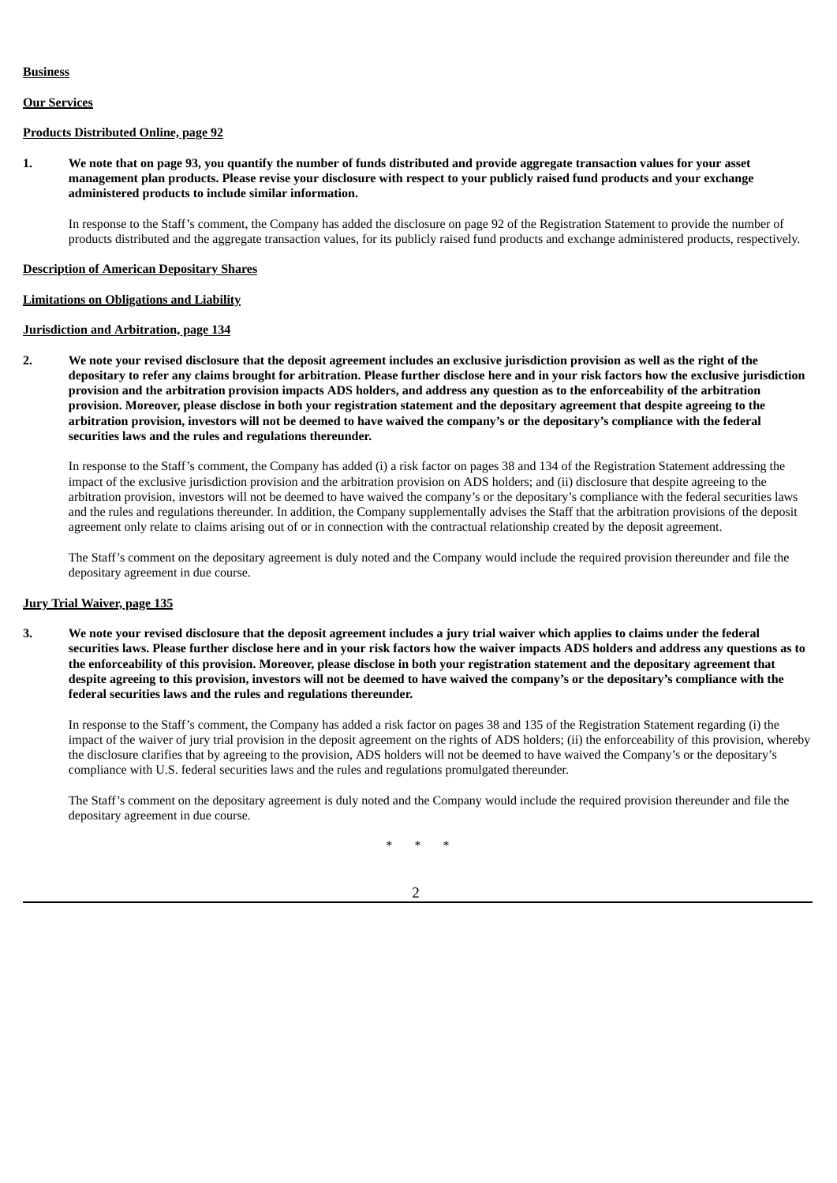**Business**

**Our Services**

**Products Distributed Online, page 92**

**1. We note that on page 93, you quantify the number of funds distributed and provide aggregate transaction values for your asset management plan products. Please revise your disclosure with respect to your publicly raised fund products and your exchange administered products to include similar information.**

In response to the Staff's comment, the Company has added the disclosure on page 92 of the Registration Statement to provide the number of products distributed and the aggregate transaction values, for its publicly raised fund products and exchange administered products, respectively.

**Description of American Depositary Shares**

**Limitations on Obligations and Liability**

**Jurisdiction and Arbitration, page 134**

**2. We note your revised disclosure that the deposit agreement includes an exclusive jurisdiction provision as well as the right of the depositary to refer any claims brought for arbitration. Please further disclose here and in your risk factors how the exclusive jurisdiction provision and the arbitration provision impacts ADS holders, and address any question as to the enforceability of the arbitration provision. Moreover, please disclose in both your registration statement and the depositary agreement that despite agreeing to the arbitration provision, investors will not be deemed to have waived the company's or the depositary's compliance with the federal securities laws and the rules and regulations thereunder.**

In response to the Staff's comment, the Company has added (i) a risk factor on pages 38 and 134 of the Registration Statement addressing the impact of the exclusive jurisdiction provision and the arbitration provision on ADS holders; and (ii) disclosure that despite agreeing to the arbitration provision, investors will not be deemed to have waived the company's or the depositary's compliance with the federal securities laws and the rules and regulations thereunder. In addition, the Company supplementally advises the Staff that the arbitration provisions of the deposit agreement only relate to claims arising out of or in connection with the contractual relationship created by the deposit agreement.

The Staff's comment on the depositary agreement is duly noted and the Company would include the required provision thereunder and file the depositary agreement in due course.

**Jury Trial Waiver, page 135**

**3. We note your revised disclosure that the deposit agreement includes a jury trial waiver which applies to claims under the federal securities laws. Please further disclose here and in your risk factors how the waiver impacts ADS holders and address any questions as to the enforceability of this provision. Moreover, please disclose in both your registration statement and the depositary agreement that despite agreeing to this provision, investors will not be deemed to have waived the company's or the depositary's compliance with the federal securities laws and the rules and regulations thereunder.**

In response to the Staff's comment, the Company has added a risk factor on pages 38 and 135 of the Registration Statement regarding (i) the impact of the waiver of jury trial provision in the deposit agreement on the rights of ADS holders; (ii) the enforceability of this provision, whereby the disclosure clarifies that by agreeing to the provision, ADS holders will not be deemed to have waived the Company's or the depositary's compliance with U.S. federal securities laws and the rules and regulations promulgated thereunder.

The Staff's comment on the depositary agreement is duly noted and the Company would include the required provision thereunder and file the depositary agreement in due course.

* * *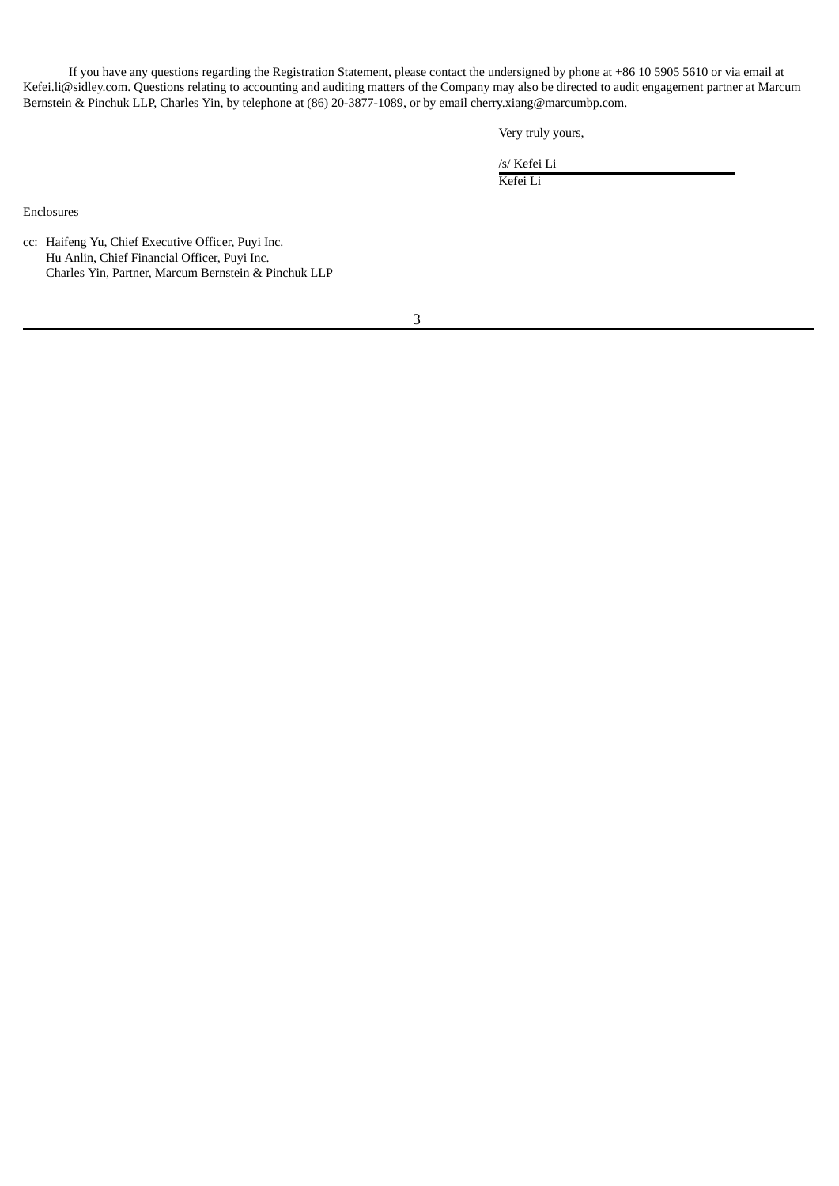If you have any questions regarding the Registration Statement, please contact the undersigned by phone at +86 10 5905 5610 or via email at Kefei.li@sidley.com. Questions relating to accounting and auditing matters of the Company may also be directed to audit engagement partner at Marcum Bernstein & Pinchuk LLP, Charles Yin, by telephone at (86) 20-3877-1089, or by email cherry.xiang@marcumbp.com.

Very truly yours,

/s/ Kefei Li

Kefei Li

Enclosures

cc: Haifeng Yu, Chief Executive Officer, Puyi Inc.
Hu Anlin, Chief Financial Officer, Puyi Inc.
Charles Yin, Partner, Marcum Bernstein & Pinchuk LLP